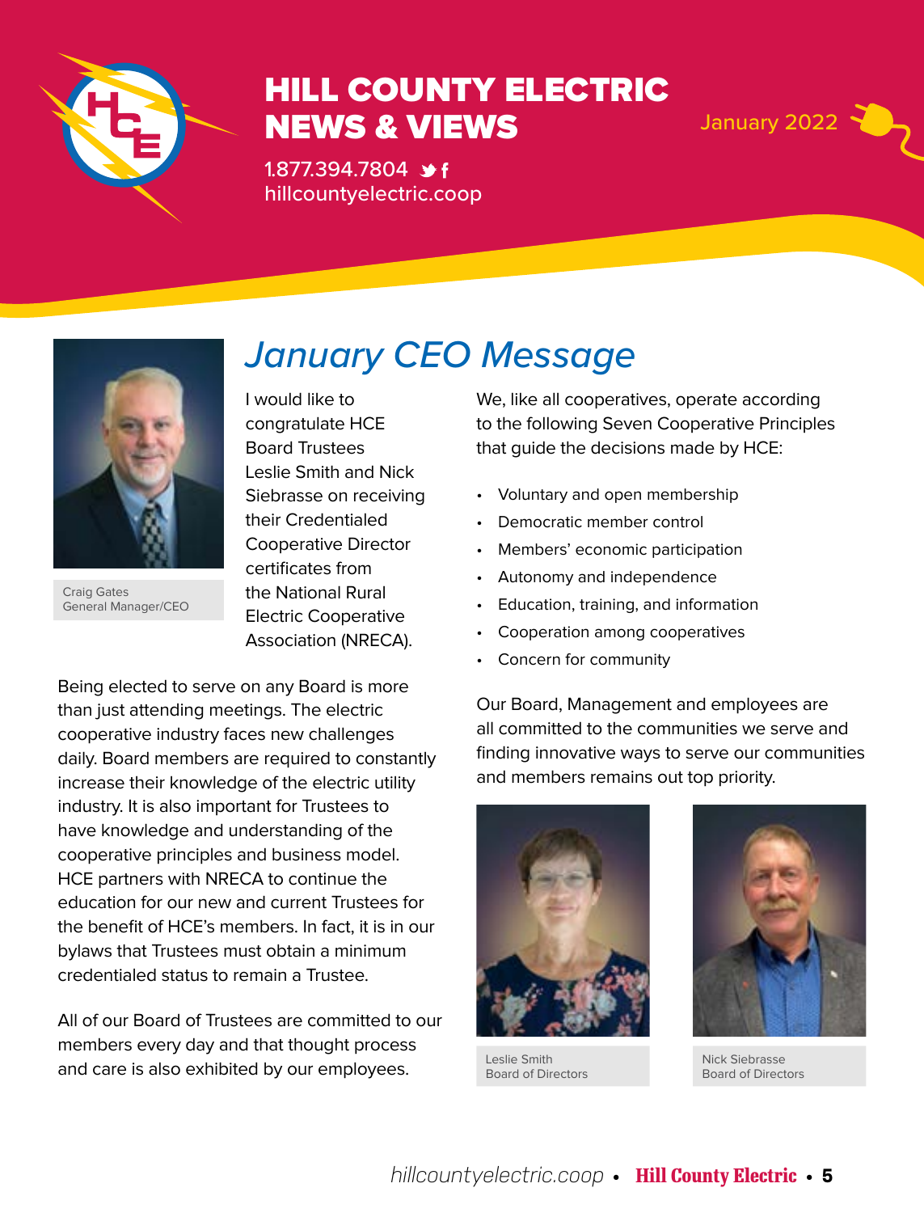# HILL COUNTY ELECTRIC NEWS & VIEWS

1.877.394.7804

hillcountyelectric.coop

January 2022

## January CEO Message

Craig Gates
General Manager/CEO

I would like to congratulate HCE Board Trustees Leslie Smith and Nick Siebrasse on receiving their Credentialed Cooperative Director certificates from the National Rural Electric Cooperative Association (NRECA).

Being elected to serve on any Board is more than just attending meetings. The electric cooperative industry faces new challenges daily. Board members are required to constantly increase their knowledge of the electric utility industry. It is also important for Trustees to have knowledge and understanding of the cooperative principles and business model. HCE partners with NRECA to continue the education for our new and current Trustees for the benefit of HCE's members. In fact, it is in our bylaws that Trustees must obtain a minimum credentialed status to remain a Trustee.

All of our Board of Trustees are committed to our members every day and that thought process and care is also exhibited by our employees.

We, like all cooperatives, operate according to the following Seven Cooperative Principles that guide the decisions made by HCE:

- Voluntary and open membership
- Democratic member control
- Members' economic participation
- Autonomy and independence
- Education, training, and information
- Cooperation among cooperatives
- Concern for community

Our Board, Management and employees are all committed to the communities we serve and finding innovative ways to serve our communities and members remains out top priority.

Leslie Smith
Board of Directors

Nick Siebrasse
Board of Directors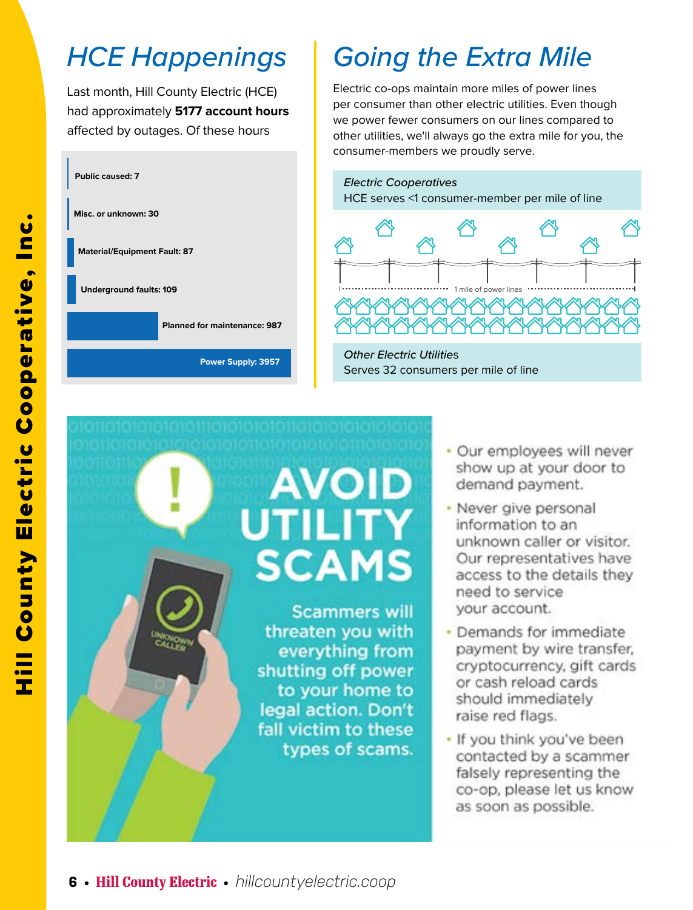## HCE Happenings

Last month, Hill County Electric (HCE) had approximately **5177 account hours** affected by outages. Of these hours

| Cause | Account hours |
| --- | --- |
| Public caused | 7 |
| Misc. or unknown | 30 |
| Material/Equipment Fault | 87 |
| Underground faults | 109 |
| Planned for maintenance | 987 |
| Power Supply | 3957 |

## Going the Extra Mile

Electric co-ops maintain more miles of power lines per consumer than other electric utilities. Even though we power fewer consumers on our lines compared to other utilities, we'll always go the extra mile for you, the consumer-members we proudly serve.

*Electric Cooperatives*
HCE serves <1 consumer-member per mile of line

1 mile of power lines

*Other Electric Utilities*
Serves 32 consumers per mile of line

## AVOID UTILITY SCAMS

Scammers will threaten you with everything from shutting off power to your home to legal action. Don't fall victim to these types of scams.

- Our employees will never show up at your door to demand payment.
- Never give personal information to an unknown caller or visitor. Our representatives have access to the details they need to service your account.
- Demands for immediate payment by wire transfer, cryptocurrency, gift cards or cash reload cards should immediately raise red flags.
- If you think you've been contacted by a scammer falsely representing the co-op, please let us know as soon as possible.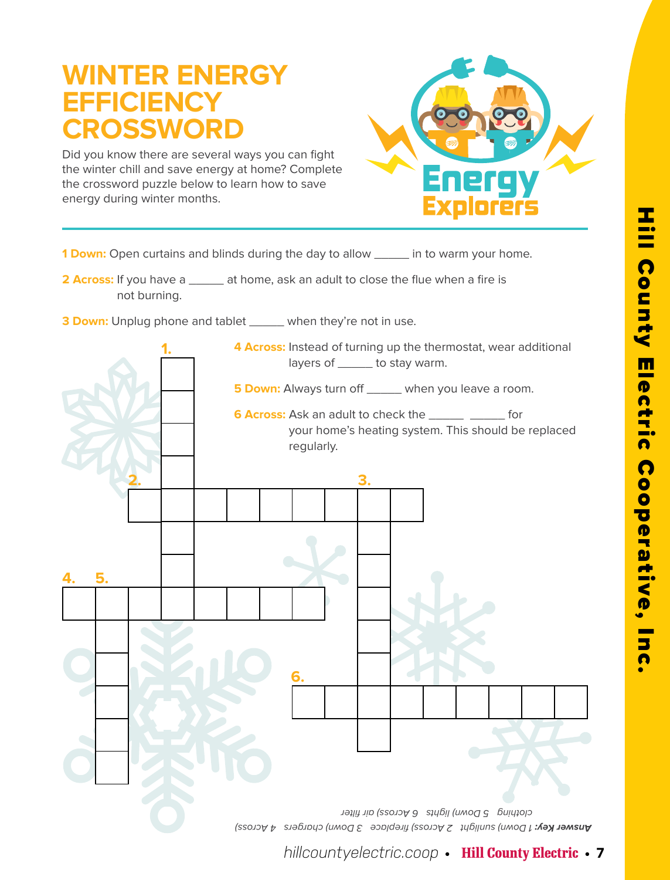# WINTER ENERGY EFFICIENCY CROSSWORD

Did you know there are several ways you can fight the winter chill and save energy at home? Complete the crossword puzzle below to learn how to save energy during winter months.

Energy Explorers

**1 Down:** Open curtains and blinds during the day to allow ______ in to warm your home.

**2 Across:** If you have a ______ at home, ask an adult to close the flue when a fire is not burning.

**3 Down:** Unplug phone and tablet ______ when they're not in use.

**4 Across:** Instead of turning up the thermostat, wear additional layers of ______ to stay warm.

**5 Down:** Always turn off ______ when you leave a room.

**6 Across:** Ask an adult to check the ______ ______ for your home's heating system. This should be replaced regularly.

***Answer Key:*** *1 Down) sunlight 2 Across) fireplace 3 Down) chargers 4 Across) clothing 5 Down) lights 6 Across) air filter*

Hill County Electric Cooperative, Inc.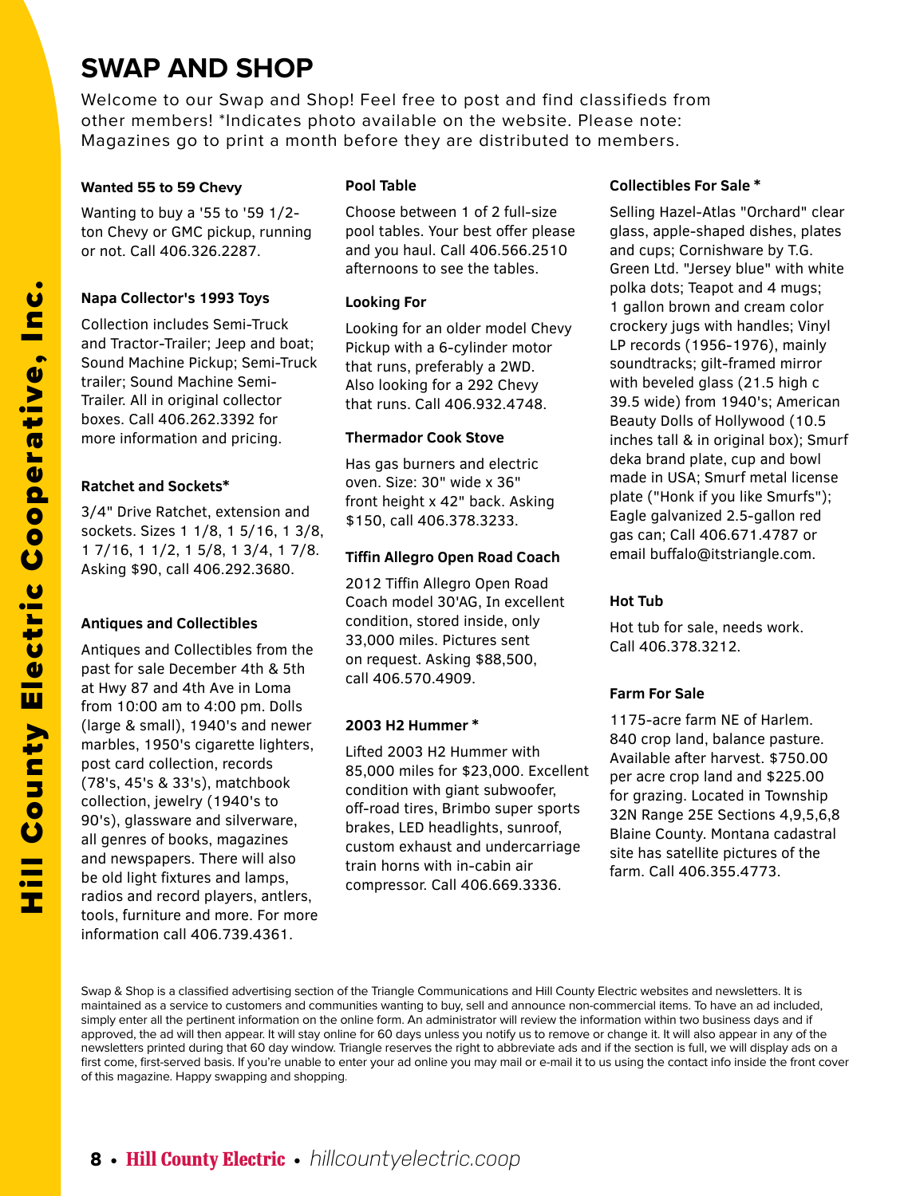# SWAP AND SHOP

Welcome to our Swap and Shop! Feel free to post and find classifieds from other members! *Indicates photo available on the website. Please note: Magazines go to print a month before they are distributed to members.

### Wanted 55 to 59 Chevy

Wanting to buy a '55 to '59 1/2-ton Chevy or GMC pickup, running or not. Call 406.326.2287.

### Napa Collector's 1993 Toys

Collection includes Semi-Truck and Tractor-Trailer; Jeep and boat; Sound Machine Pickup; Semi-Truck trailer; Sound Machine Semi-Trailer. All in original collector boxes. Call 406.262.3392 for more information and pricing.

### Ratchet and Sockets*

3/4" Drive Ratchet, extension and sockets. Sizes 1 1/8, 1 5/16, 1 3/8, 1 7/16, 1 1/2, 1 5/8, 1 3/4, 1 7/8. Asking $90, call 406.292.3680.

### Antiques and Collectibles

Antiques and Collectibles from the past for sale December 4th & 5th at Hwy 87 and 4th Ave in Loma from 10:00 am to 4:00 pm. Dolls (large & small), 1940's and newer marbles, 1950's cigarette lighters, post card collection, records (78's, 45's & 33's), matchbook collection, jewelry (1940's to 90's), glassware and silverware, all genres of books, magazines and newspapers. There will also be old light fixtures and lamps, radios and record players, antlers, tools, furniture and more. For more information call 406.739.4361.

### Pool Table

Choose between 1 of 2 full-size pool tables. Your best offer please and you haul. Call 406.566.2510 afternoons to see the tables.

### Looking For

Looking for an older model Chevy Pickup with a 6-cylinder motor that runs, preferably a 2WD. Also looking for a 292 Chevy that runs. Call 406.932.4748.

### Thermador Cook Stove

Has gas burners and electric oven. Size: 30" wide x 36" front height x 42" back. Asking $150, call 406.378.3233.

### Tiffin Allegro Open Road Coach

2012 Tiffin Allegro Open Road Coach model 30'AG, In excellent condition, stored inside, only 33,000 miles. Pictures sent on request. Asking $88,500, call 406.570.4909.

### 2003 H2 Hummer *

Lifted 2003 H2 Hummer with 85,000 miles for $23,000. Excellent condition with giant subwoofer, off-road tires, Brimbo super sports brakes, LED headlights, sunroof, custom exhaust and undercarriage train horns with in-cabin air compressor. Call 406.669.3336.

### Collectibles For Sale *

Selling Hazel-Atlas "Orchard" clear glass, apple-shaped dishes, plates and cups; Cornishware by T.G. Green Ltd. "Jersey blue" with white polka dots; Teapot and 4 mugs; 1 gallon brown and cream color crockery jugs with handles; Vinyl LP records (1956-1976), mainly soundtracks; gilt-framed mirror with beveled glass (21.5 high c 39.5 wide) from 1940's; American Beauty Dolls of Hollywood (10.5 inches tall & in original box); Smurf deka brand plate, cup and bowl made in USA; Smurf metal license plate ("Honk if you like Smurfs"); Eagle galvanized 2.5-gallon red gas can; Call 406.671.4787 or email buffalo@itstriangle.com.

### Hot Tub

Hot tub for sale, needs work. Call 406.378.3212.

### Farm For Sale

1175-acre farm NE of Harlem. 840 crop land, balance pasture. Available after harvest. $750.00 per acre crop land and $225.00 for grazing. Located in Township 32N Range 25E Sections 4,9,5,6,8 Blaine County. Montana cadastral site has satellite pictures of the farm. Call 406.355.4773.

Swap & Shop is a classified advertising section of the Triangle Communications and Hill County Electric websites and newsletters. It is maintained as a service to customers and communities wanting to buy, sell and announce non-commercial items. To have an ad included, simply enter all the pertinent information on the online form. An administrator will review the information within two business days and if approved, the ad will then appear. It will stay online for 60 days unless you notify us to remove or change it. It will also appear in any of the newsletters printed during that 60 day window. Triangle reserves the right to abbreviate ads and if the section is full, we will display ads on a first come, first-served basis. If you're unable to enter your ad online you may mail or e-mail it to us using the contact info inside the front cover of this magazine. Happy swapping and shopping.